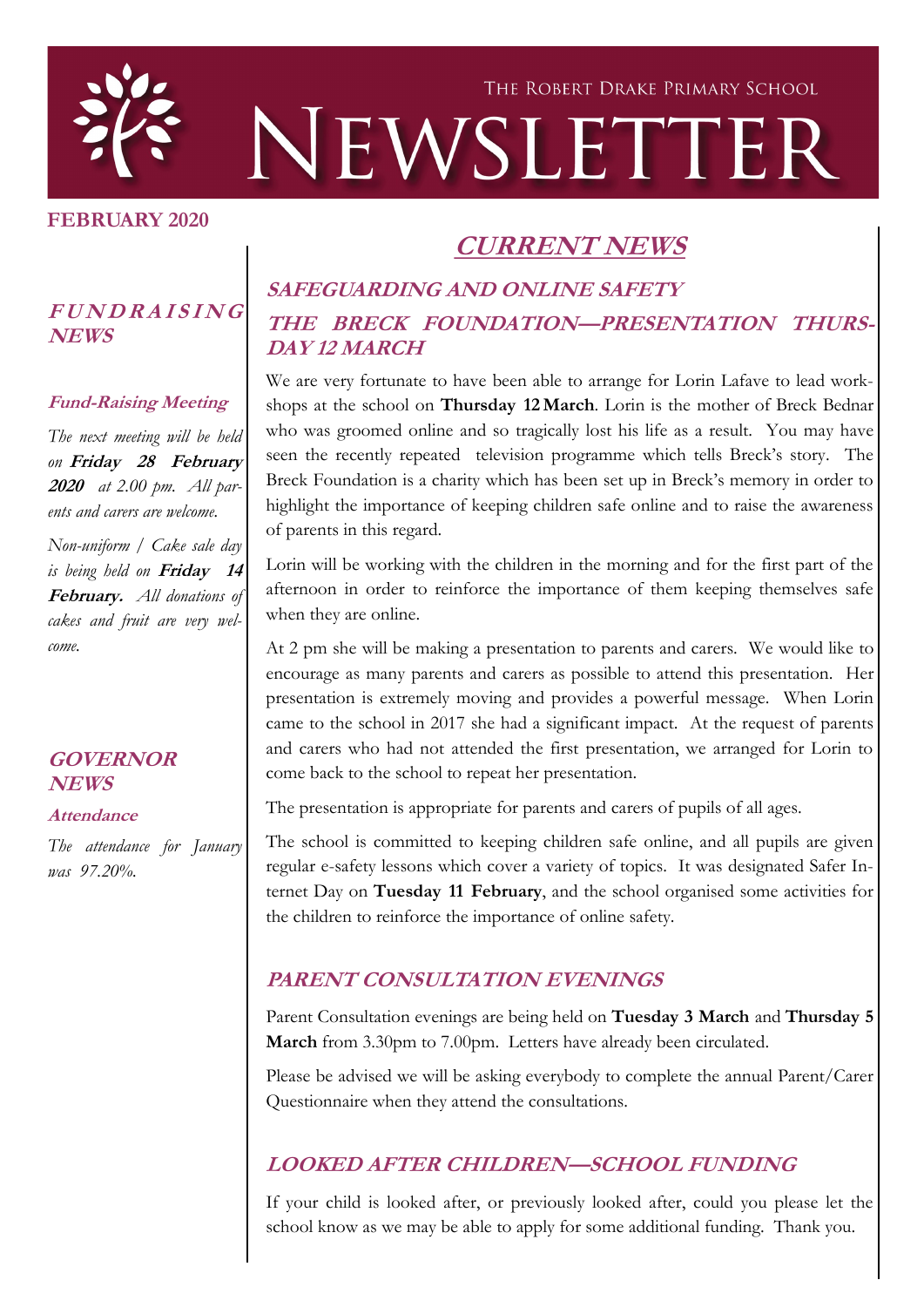THE ROBERT DRAKE PRIMARY SCHOOL

# NEWSLETTER

**FEBRUARY 2020**

## FUNDRAISING NEWS

### Fund-Raising Meeting

*The next meeting will be held on* ***Friday 28 February 2020*** *at 2.00 pm. All parents and carers are welcome.*

*Non-uniform / Cake sale day is being held on* ***Friday 14 February.*** *All donations of cakes and fruit are very welcome.*

## GOVERNOR NEWS

### Attendance

*The attendance for January was 97.20%.*

# CURRENT NEWS

## SAFEGUARDING AND ONLINE SAFETY

## THE BRECK FOUNDATION—PRESENTATION THURSDAY 12 MARCH

We are very fortunate to have been able to arrange for Lorin Lafave to lead workshops at the school on **Thursday 12 March**. Lorin is the mother of Breck Bednar who was groomed online and so tragically lost his life as a result. You may have seen the recently repeated television programme which tells Breck's story. The Breck Foundation is a charity which has been set up in Breck's memory in order to highlight the importance of keeping children safe online and to raise the awareness of parents in this regard.

Lorin will be working with the children in the morning and for the first part of the afternoon in order to reinforce the importance of them keeping themselves safe when they are online.

At 2 pm she will be making a presentation to parents and carers. We would like to encourage as many parents and carers as possible to attend this presentation. Her presentation is extremely moving and provides a powerful message. When Lorin came to the school in 2017 she had a significant impact. At the request of parents and carers who had not attended the first presentation, we arranged for Lorin to come back to the school to repeat her presentation.

The presentation is appropriate for parents and carers of pupils of all ages.

The school is committed to keeping children safe online, and all pupils are given regular e-safety lessons which cover a variety of topics. It was designated Safer Internet Day on **Tuesday 11 February**, and the school organised some activities for the children to reinforce the importance of online safety.

## PARENT CONSULTATION EVENINGS

Parent Consultation evenings are being held on **Tuesday 3 March** and **Thursday 5 March** from 3.30pm to 7.00pm. Letters have already been circulated.

Please be advised we will be asking everybody to complete the annual Parent/Carer Questionnaire when they attend the consultations.

## LOOKED AFTER CHILDREN—SCHOOL FUNDING

If your child is looked after, or previously looked after, could you please let the school know as we may be able to apply for some additional funding. Thank you.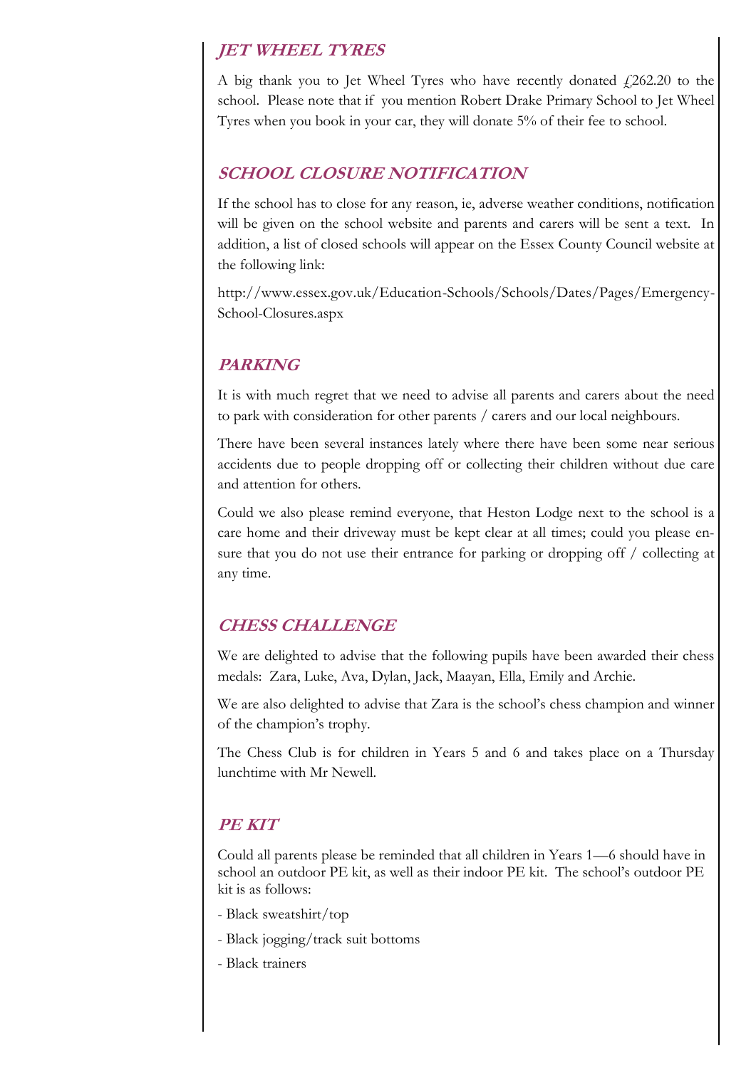## *JET WHEEL TYRES*

A big thank you to Jet Wheel Tyres who have recently donated £262.20 to the school. Please note that if you mention Robert Drake Primary School to Jet Wheel Tyres when you book in your car, they will donate 5% of their fee to school.

## *SCHOOL CLOSURE NOTIFICATION*

If the school has to close for any reason, ie, adverse weather conditions, notification will be given on the school website and parents and carers will be sent a text. In addition, a list of closed schools will appear on the Essex County Council website at the following link:

http://www.essex.gov.uk/Education-Schools/Schools/Dates/Pages/Emergency-School-Closures.aspx

## *PARKING*

It is with much regret that we need to advise all parents and carers about the need to park with consideration for other parents / carers and our local neighbours.

There have been several instances lately where there have been some near serious accidents due to people dropping off or collecting their children without due care and attention for others.

Could we also please remind everyone, that Heston Lodge next to the school is a care home and their driveway must be kept clear at all times; could you please ensure that you do not use their entrance for parking or dropping off / collecting at any time.

## *CHESS CHALLENGE*

We are delighted to advise that the following pupils have been awarded their chess medals: Zara, Luke, Ava, Dylan, Jack, Maayan, Ella, Emily and Archie.

We are also delighted to advise that Zara is the school's chess champion and winner of the champion's trophy.

The Chess Club is for children in Years 5 and 6 and takes place on a Thursday lunchtime with Mr Newell.

## *PE KIT*

Could all parents please be reminded that all children in Years 1—6 should have in school an outdoor PE kit, as well as their indoor PE kit. The school's outdoor PE kit is as follows:

- Black sweatshirt/top
- Black jogging/track suit bottoms
- Black trainers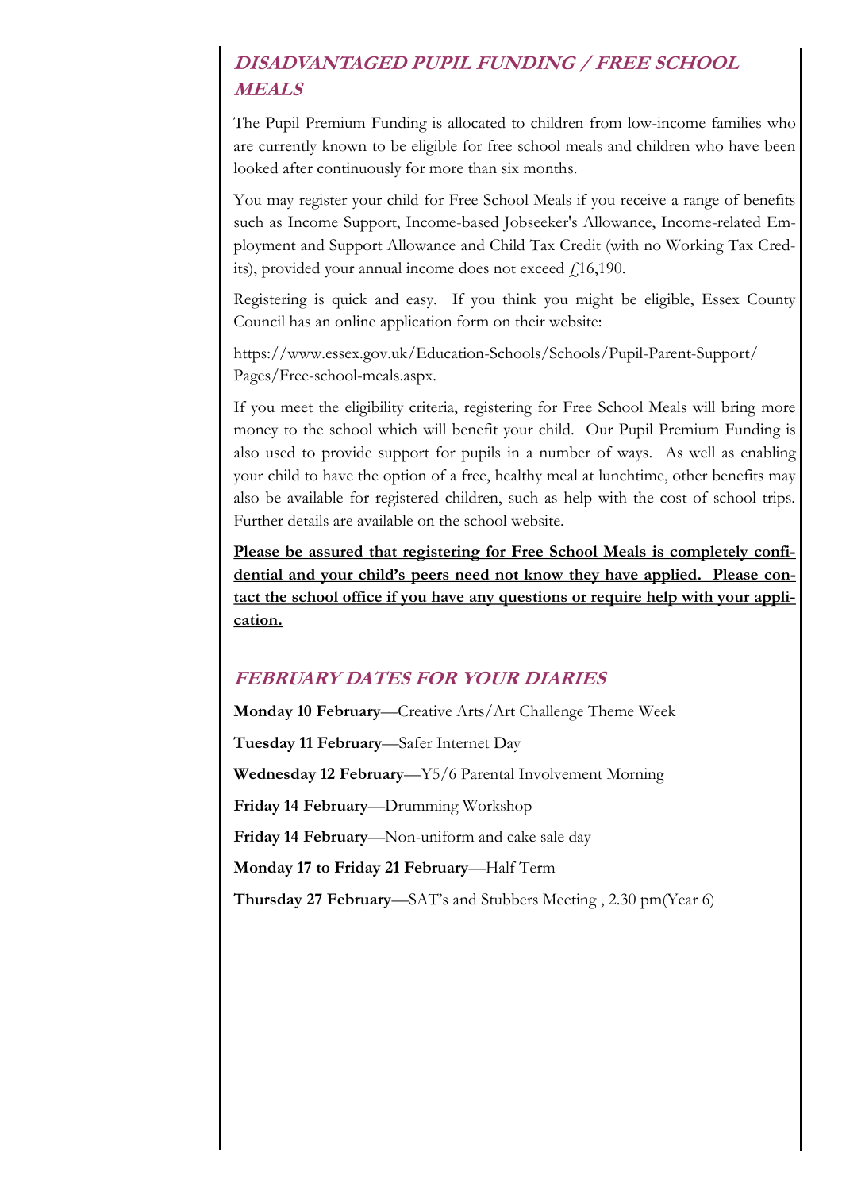## *DISADVANTAGED PUPIL FUNDING / FREE SCHOOL MEALS*

The Pupil Premium Funding is allocated to children from low-income families who are currently known to be eligible for free school meals and children who have been looked after continuously for more than six months.

You may register your child for Free School Meals if you receive a range of benefits such as Income Support, Income-based Jobseeker's Allowance, Income-related Employment and Support Allowance and Child Tax Credit (with no Working Tax Credits), provided your annual income does not exceed £16,190.

Registering is quick and easy. If you think you might be eligible, Essex County Council has an online application form on their website:

https://www.essex.gov.uk/Education-Schools/Schools/Pupil-Parent-Support/Pages/Free-school-meals.aspx.

If you meet the eligibility criteria, registering for Free School Meals will bring more money to the school which will benefit your child. Our Pupil Premium Funding is also used to provide support for pupils in a number of ways. As well as enabling your child to have the option of a free, healthy meal at lunchtime, other benefits may also be available for registered children, such as help with the cost of school trips. Further details are available on the school website.

**Please be assured that registering for Free School Meals is completely confidential and your child's peers need not know they have applied. Please contact the school office if you have any questions or require help with your application.**

## *FEBRUARY DATES FOR YOUR DIARIES*

**Monday 10 February**—Creative Arts/Art Challenge Theme Week

**Tuesday 11 February**—Safer Internet Day

**Wednesday 12 February**—Y5/6 Parental Involvement Morning

**Friday 14 February**—Drumming Workshop

**Friday 14 February**—Non-uniform and cake sale day

**Monday 17 to Friday 21 February**—Half Term

**Thursday 27 February**—SAT's and Stubbers Meeting , 2.30 pm(Year 6)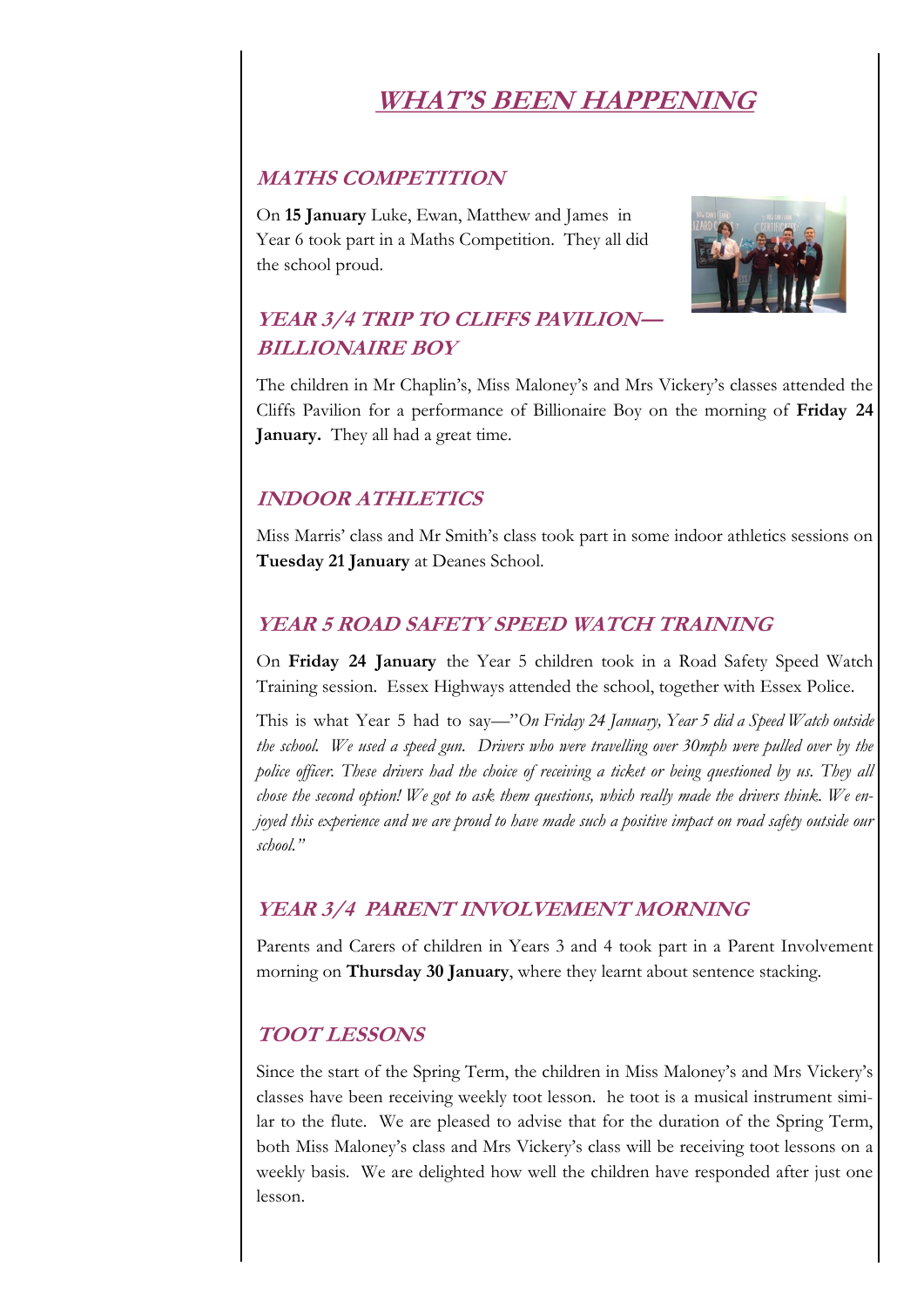# *WHAT'S BEEN HAPPENING*

## *MATHS COMPETITION*

On **15 January** Luke, Ewan, Matthew and James in Year 6 took part in a Maths Competition. They all did the school proud.

## *YEAR 3/4 TRIP TO CLIFFS PAVILION— BILLIONAIRE BOY*

The children in Mr Chaplin's, Miss Maloney's and Mrs Vickery's classes attended the Cliffs Pavilion for a performance of Billionaire Boy on the morning of **Friday 24 January.** They all had a great time.

## *INDOOR ATHLETICS*

Miss Marris' class and Mr Smith's class took part in some indoor athletics sessions on **Tuesday 21 January** at Deanes School.

## *YEAR 5 ROAD SAFETY SPEED WATCH TRAINING*

On **Friday 24 January** the Year 5 children took in a Road Safety Speed Watch Training session. Essex Highways attended the school, together with Essex Police.

This is what Year 5 had to say—"*On Friday 24 January, Year 5 did a Speed Watch outside the school. We used a speed gun. Drivers who were travelling over 30mph were pulled over by the police officer. These drivers had the choice of receiving a ticket or being questioned by us. They all chose the second option! We got to ask them questions, which really made the drivers think. We enjoyed this experience and we are proud to have made such a positive impact on road safety outside our school."*

## *YEAR 3/4 PARENT INVOLVEMENT MORNING*

Parents and Carers of children in Years 3 and 4 took part in a Parent Involvement morning on **Thursday 30 January**, where they learnt about sentence stacking.

## *TOOT LESSONS*

Since the start of the Spring Term, the children in Miss Maloney's and Mrs Vickery's classes have been receiving weekly toot lesson. he toot is a musical instrument similar to the flute. We are pleased to advise that for the duration of the Spring Term, both Miss Maloney's class and Mrs Vickery's class will be receiving toot lessons on a weekly basis. We are delighted how well the children have responded after just one lesson.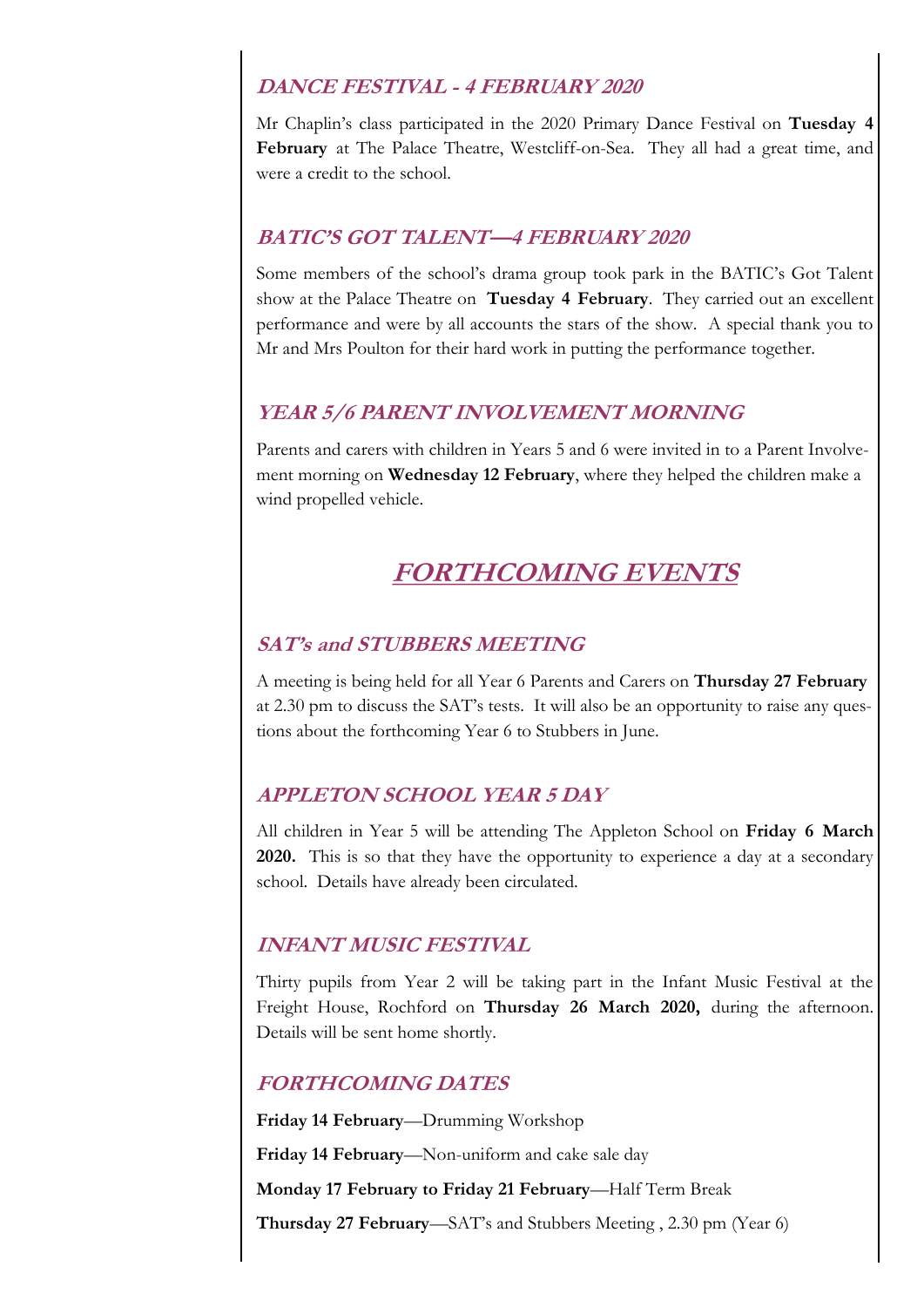### *DANCE FESTIVAL - 4 FEBRUARY 2020*

Mr Chaplin's class participated in the 2020 Primary Dance Festival on **Tuesday 4 February** at The Palace Theatre, Westcliff-on-Sea. They all had a great time, and were a credit to the school.

### *BATIC'S GOT TALENT—4 FEBRUARY 2020*

Some members of the school's drama group took park in the BATIC's Got Talent show at the Palace Theatre on **Tuesday 4 February**. They carried out an excellent performance and were by all accounts the stars of the show. A special thank you to Mr and Mrs Poulton for their hard work in putting the performance together.

### *YEAR 5/6 PARENT INVOLVEMENT MORNING*

Parents and carers with children in Years 5 and 6 were invited in to a Parent Involvement morning on **Wednesday 12 February**, where they helped the children make a wind propelled vehicle.

## *FORTHCOMING EVENTS*

### *SAT's and STUBBERS MEETING*

A meeting is being held for all Year 6 Parents and Carers on **Thursday 27 February** at 2.30 pm to discuss the SAT's tests. It will also be an opportunity to raise any questions about the forthcoming Year 6 to Stubbers in June.

### *APPLETON SCHOOL YEAR 5 DAY*

All children in Year 5 will be attending The Appleton School on **Friday 6 March 2020.** This is so that they have the opportunity to experience a day at a secondary school. Details have already been circulated.

### *INFANT MUSIC FESTIVAL*

Thirty pupils from Year 2 will be taking part in the Infant Music Festival at the Freight House, Rochford on **Thursday 26 March 2020,** during the afternoon. Details will be sent home shortly.

### *FORTHCOMING DATES*

**Friday 14 February**—Drumming Workshop

**Friday 14 February**—Non-uniform and cake sale day

**Monday 17 February to Friday 21 February**—Half Term Break

**Thursday 27 February**—SAT's and Stubbers Meeting , 2.30 pm (Year 6)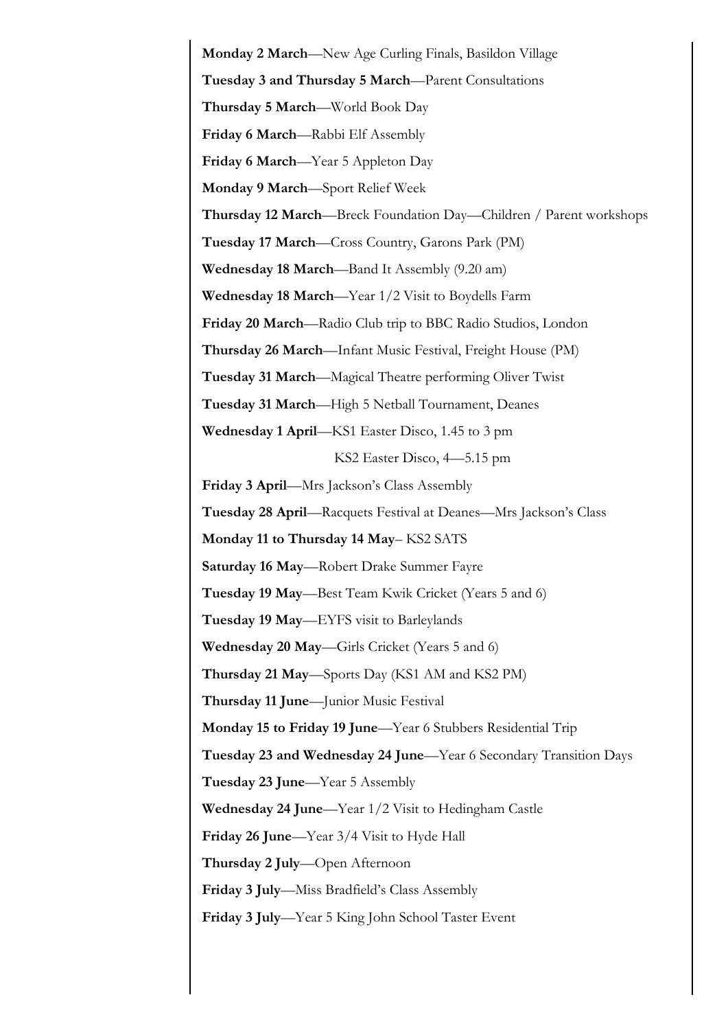**Monday 2 March**—New Age Curling Finals, Basildon Village

**Tuesday 3 and Thursday 5 March**—Parent Consultations

**Thursday 5 March**—World Book Day

**Friday 6 March**—Rabbi Elf Assembly

**Friday 6 March**—Year 5 Appleton Day

**Monday 9 March**—Sport Relief Week

**Thursday 12 March**—Breck Foundation Day—Children / Parent workshops

**Tuesday 17 March**—Cross Country, Garons Park (PM)

**Wednesday 18 March**—Band It Assembly (9.20 am)

**Wednesday 18 March**—Year 1/2 Visit to Boydells Farm

**Friday 20 March**—Radio Club trip to BBC Radio Studios, London

**Thursday 26 March**—Infant Music Festival, Freight House (PM)

**Tuesday 31 March**—Magical Theatre performing Oliver Twist

**Tuesday 31 March**—High 5 Netball Tournament, Deanes

**Wednesday 1 April**—KS1 Easter Disco, 1.45 to 3 pm

KS2 Easter Disco, 4—5.15 pm

**Friday 3 April**—Mrs Jackson's Class Assembly

**Tuesday 28 April**—Racquets Festival at Deanes—Mrs Jackson's Class

**Monday 11 to Thursday 14 May**– KS2 SATS

**Saturday 16 May**—Robert Drake Summer Fayre

**Tuesday 19 May**—Best Team Kwik Cricket (Years 5 and 6)

**Tuesday 19 May**—EYFS visit to Barleylands

**Wednesday 20 May**—Girls Cricket (Years 5 and 6)

**Thursday 21 May**—Sports Day (KS1 AM and KS2 PM)

**Thursday 11 June**—Junior Music Festival

**Monday 15 to Friday 19 June**—Year 6 Stubbers Residential Trip

**Tuesday 23 and Wednesday 24 June**—Year 6 Secondary Transition Days

**Tuesday 23 June**—Year 5 Assembly

**Wednesday 24 June**—Year 1/2 Visit to Hedingham Castle

**Friday 26 June**—Year 3/4 Visit to Hyde Hall

**Thursday 2 July**—Open Afternoon

**Friday 3 July**—Miss Bradfield's Class Assembly

**Friday 3 July**—Year 5 King John School Taster Event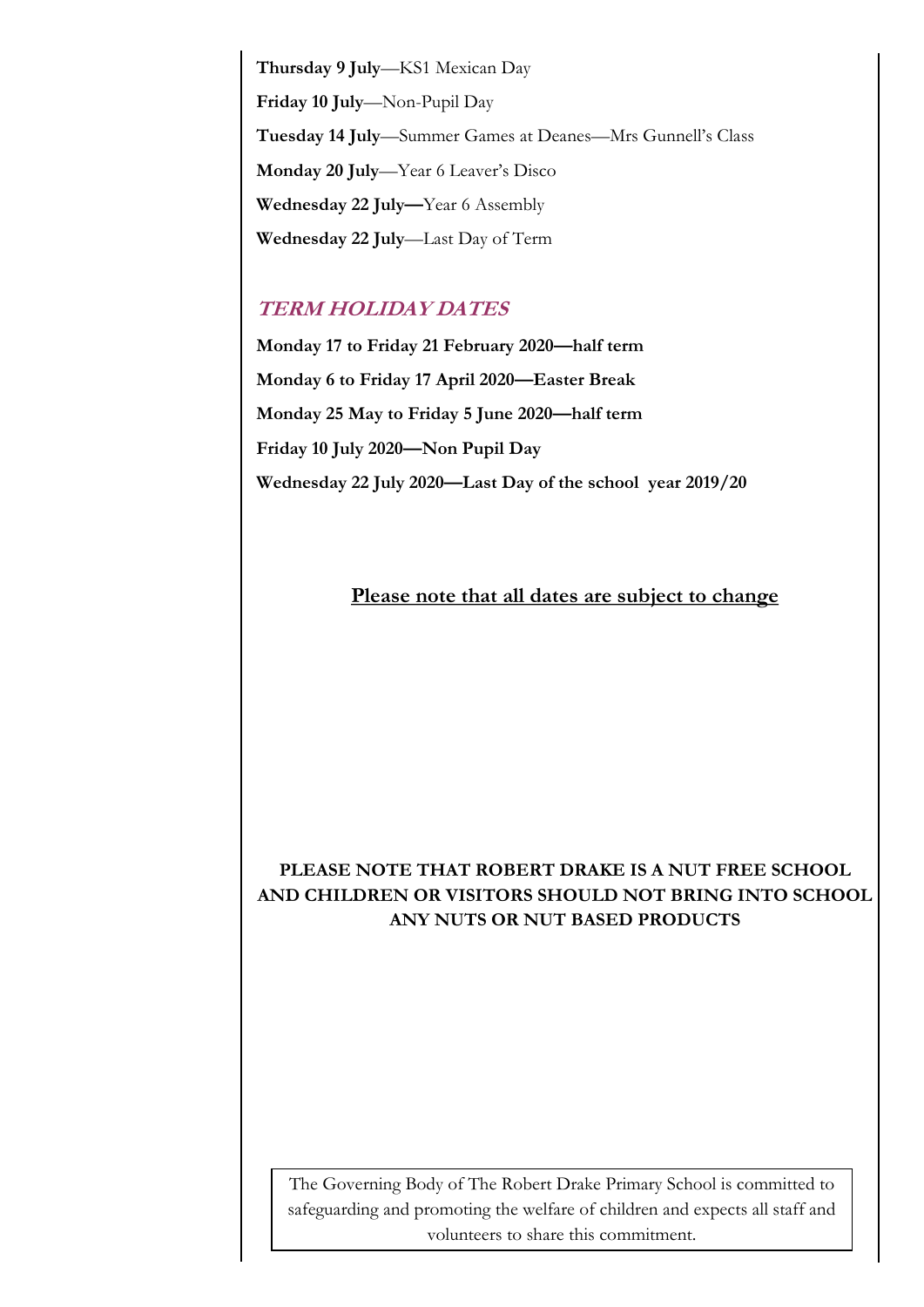**Thursday 9 July**—KS1 Mexican Day

**Friday 10 July**—Non-Pupil Day

**Tuesday 14 July**—Summer Games at Deanes—Mrs Gunnell's Class

**Monday 20 July**—Year 6 Leaver's Disco

**Wednesday 22 July—**Year 6 Assembly

**Wednesday 22 July**—Last Day of Term

## *TERM HOLIDAY DATES*

**Monday 17 to Friday 21 February 2020—half term**

**Monday 6 to Friday 17 April 2020—Easter Break**

**Monday 25 May to Friday 5 June 2020—half term**

**Friday 10 July 2020—Non Pupil Day**

**Wednesday 22 July 2020—Last Day of the school year 2019/20**

**Please note that all dates are subject to change**

**PLEASE NOTE THAT ROBERT DRAKE IS A NUT FREE SCHOOL AND CHILDREN OR VISITORS SHOULD NOT BRING INTO SCHOOL ANY NUTS OR NUT BASED PRODUCTS**

The Governing Body of The Robert Drake Primary School is committed to safeguarding and promoting the welfare of children and expects all staff and volunteers to share this commitment.